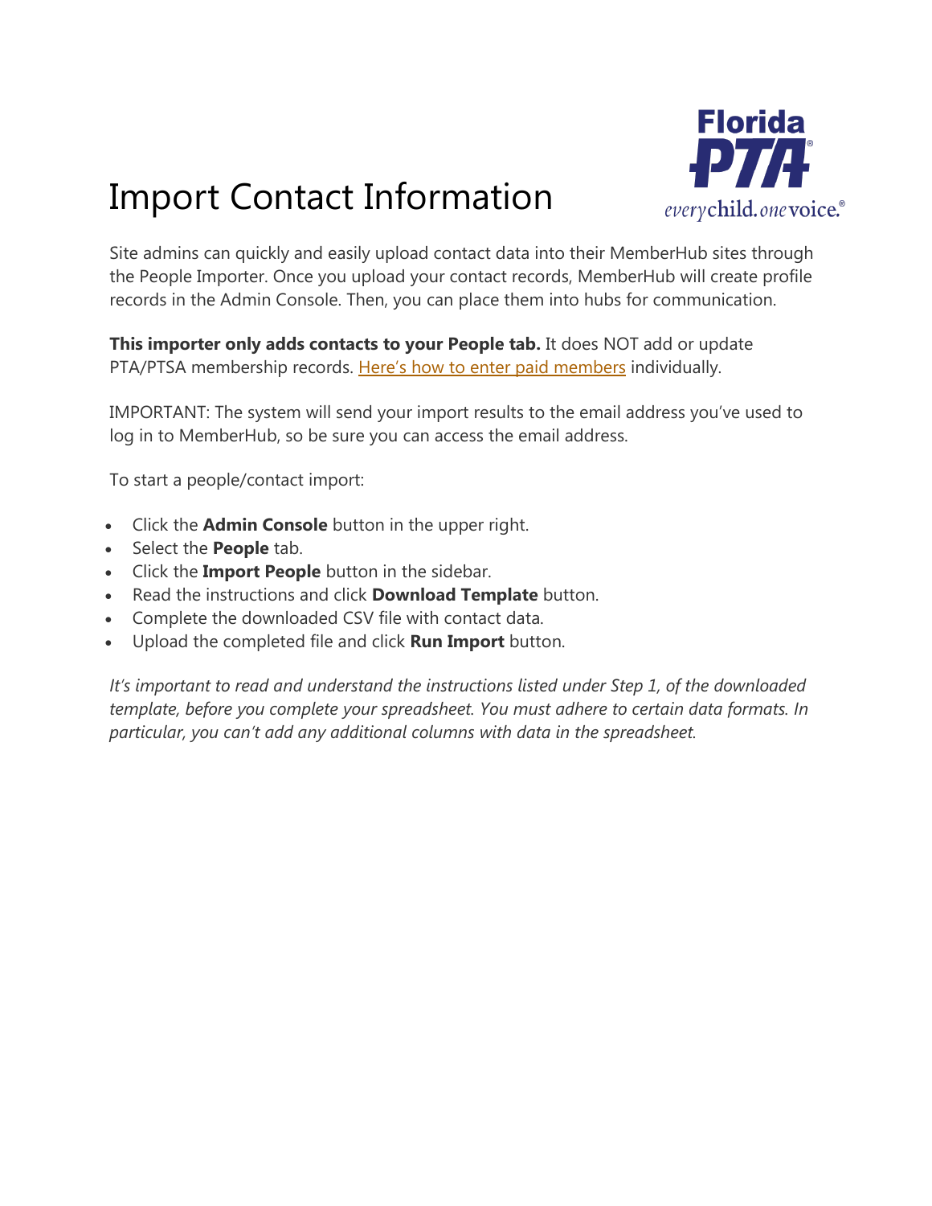# Import Contact Information

Site admins can quickly and easily upload contact data into their MemberHub sites through the People Importer. Once you upload your contact records, MemberHub will create profile records in the Admin Console. Then, you can place them into hubs for communication.

**This importer only adds contacts to your People tab.** It does NOT add or update PTA/PTSA membership records. Here's how to enter paid members individually.

IMPORTANT: The system will send your import results to the email address you've used to log in to MemberHub, so be sure you can access the email address.

To start a people/contact import:

- Click the **Admin Console** button in the upper right.
- Select the **People** tab.
- Click the **Import People** button in the sidebar.
- Read the instructions and click **Download Template** button.
- Complete the downloaded CSV file with contact data.
- Upload the completed file and click **Run Import** button.

*It's important to read and understand the instructions listed under Step 1, of the downloaded template, before you complete your spreadsheet. You must adhere to certain data formats. In particular, you can't add any additional columns with data in the spreadsheet.*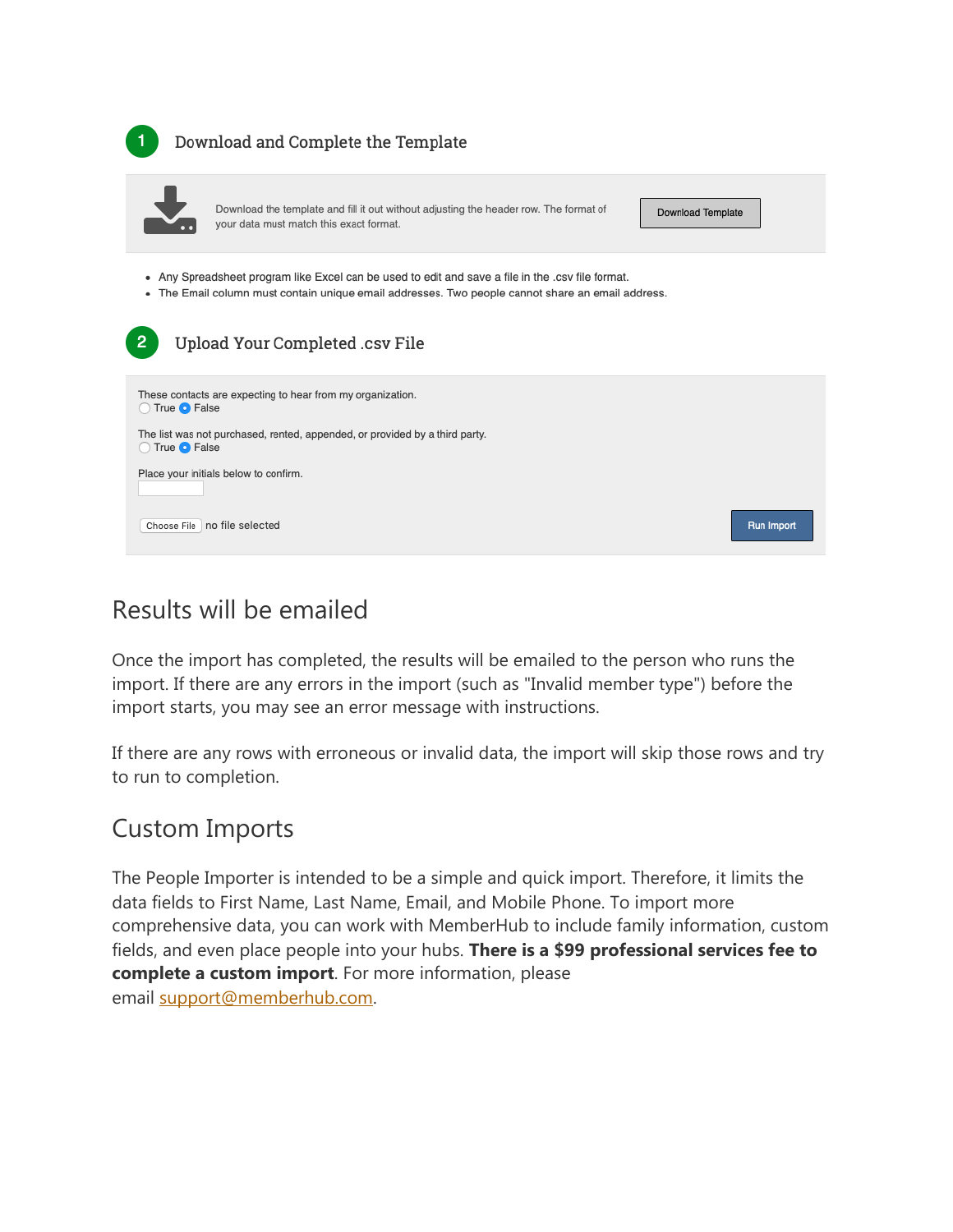1 Download and Complete the Template

Download the template and fill it out without adjusting the header row. The format of your data must match this exact format.

Download Template

- Any Spreadsheet program like Excel can be used to edit and save a file in the .csv file format.
- The Email column must contain unique email addresses. Two people cannot share an email address.

2 Upload Your Completed .csv File

These contacts are expecting to hear from my organization.
True False

The list was not purchased, rented, appended, or provided by a third party.
True False

Place your initials below to confirm.

Choose File no file selected

Run Import

## Results will be emailed

Once the import has completed, the results will be emailed to the person who runs the import. If there are any errors in the import (such as "Invalid member type") before the import starts, you may see an error message with instructions.

If there are any rows with erroneous or invalid data, the import will skip those rows and try to run to completion.

## Custom Imports

The People Importer is intended to be a simple and quick import. Therefore, it limits the data fields to First Name, Last Name, Email, and Mobile Phone. To import more comprehensive data, you can work with MemberHub to include family information, custom fields, and even place people into your hubs. **There is a $99 professional services fee to complete a custom import**. For more information, please email support@memberhub.com.